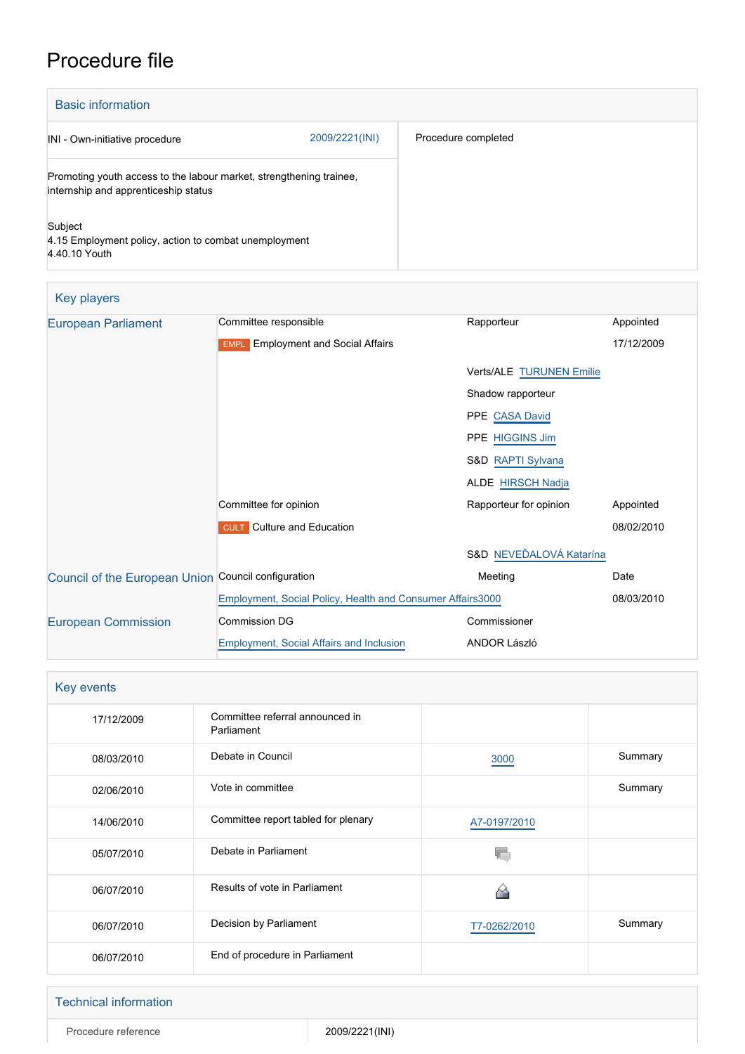# Procedure file

## Basic information

| | | |
|---|---|---|
| INI - Own-initiative procedure | 2009/2221(INI) | Procedure completed |
| Promoting youth access to the labour market, strengthening trainee, internship and apprenticeship status<br><br>Subject<br>4.15 Employment policy, action to combat unemployment<br>4.40.10 Youth | | |

## Key players

| | | | |
|---|---|---|---|
| European Parliament | Committee responsible | Rapporteur | Appointed |
| | EMPL Employment and Social Affairs | | 17/12/2009 |
| | | Verts/ALE TURUNEN Emilie | |
| | | Shadow rapporteur | |
| | | PPE CASA David | |
| | | PPE HIGGINS Jim | |
| | | S&D RAPTI Sylvana | |
| | | ALDE HIRSCH Nadja | |
| | Committee for opinion | Rapporteur for opinion | Appointed |
| | CULT Culture and Education | | 08/02/2010 |
| | | S&D NEVEĎALOVÁ Katarína | |
| Council of the European Union | Council configuration | Meeting | Date |
| | Employment, Social Policy, Health and Consumer Affairs | 3000 | 08/03/2010 |
| European Commission | Commission DG | Commissioner | |
| | Employment, Social Affairs and Inclusion | ANDOR László | |

## Key events

| | | | |
|---|---|---|---|
| 17/12/2009 | Committee referral announced in Parliament | | |
| 08/03/2010 | Debate in Council | 3000 | Summary |
| 02/06/2010 | Vote in committee | | Summary |
| 14/06/2010 | Committee report tabled for plenary | A7-0197/2010 | |
| 05/07/2010 | Debate in Parliament | | |
| 06/07/2010 | Results of vote in Parliament | | |
| 06/07/2010 | Decision by Parliament | T7-0262/2010 | Summary |
| 06/07/2010 | End of procedure in Parliament | | |

## Technical information

| | |
|---|---|
| Procedure reference | 2009/2221(INI) |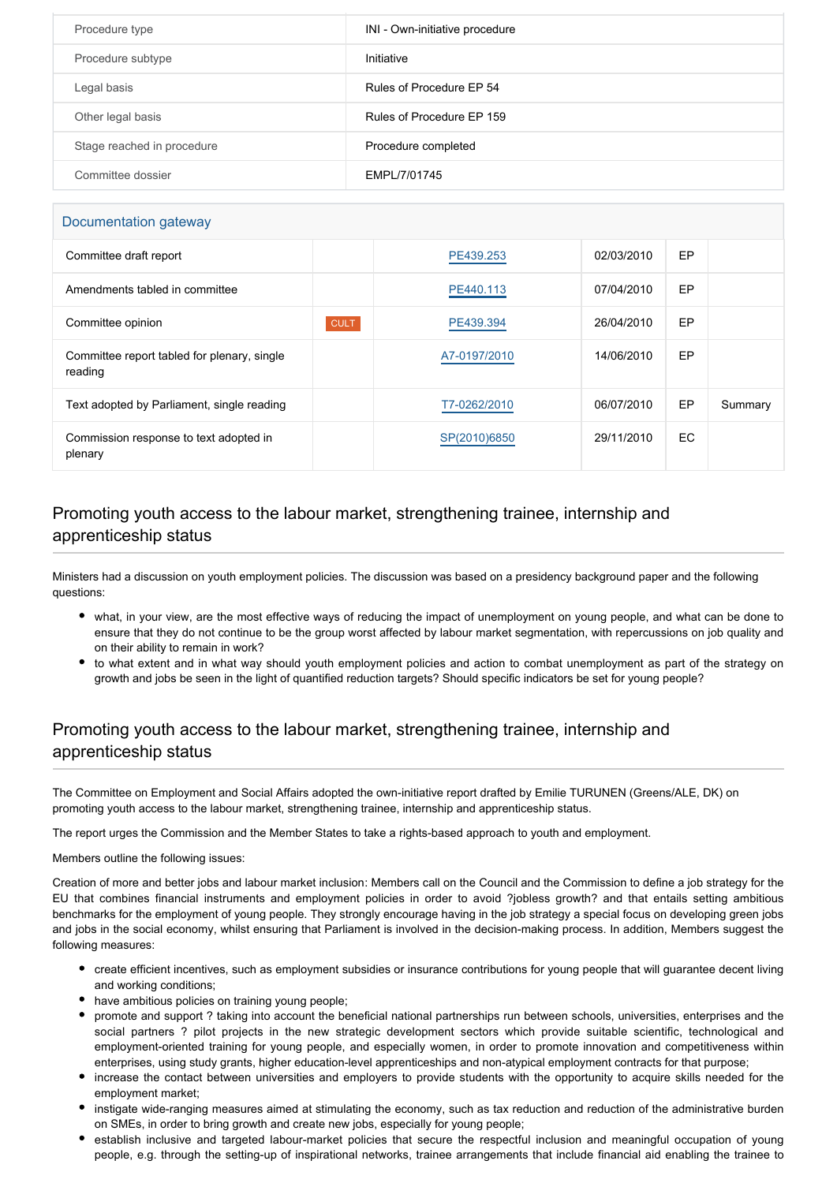| Procedure type | INI - Own-initiative procedure |
| --- | --- |
| Procedure subtype | Initiative |
| Legal basis | Rules of Procedure EP 54 |
| Other legal basis | Rules of Procedure EP 159 |
| Stage reached in procedure | Procedure completed |
| Committee dossier | EMPL/7/01745 |

## Documentation gateway

| | | | | | |
| --- | --- | --- | --- | --- | --- |
| Committee draft report | | PE439.253 | 02/03/2010 | EP | |
| Amendments tabled in committee | | PE440.113 | 07/04/2010 | EP | |
| Committee opinion | CULT | PE439.394 | 26/04/2010 | EP | |
| Committee report tabled for plenary, single reading | | A7-0197/2010 | 14/06/2010 | EP | |
| Text adopted by Parliament, single reading | | T7-0262/2010 | 06/07/2010 | EP | Summary |
| Commission response to text adopted in plenary | | SP(2010)6850 | 29/11/2010 | EC | |

## Promoting youth access to the labour market, strengthening trainee, internship and apprenticeship status

Ministers had a discussion on youth employment policies. The discussion was based on a presidency background paper and the following questions:

- what, in your view, are the most effective ways of reducing the impact of unemployment on young people, and what can be done to ensure that they do not continue to be the group worst affected by labour market segmentation, with repercussions on job quality and on their ability to remain in work?
- to what extent and in what way should youth employment policies and action to combat unemployment as part of the strategy on growth and jobs be seen in the light of quantified reduction targets? Should specific indicators be set for young people?

## Promoting youth access to the labour market, strengthening trainee, internship and apprenticeship status

The Committee on Employment and Social Affairs adopted the own-initiative report drafted by Emilie TURUNEN (Greens/ALE, DK) on promoting youth access to the labour market, strengthening trainee, internship and apprenticeship status.

The report urges the Commission and the Member States to take a rights-based approach to youth and employment.

Members outline the following issues:

Creation of more and better jobs and labour market inclusion: Members call on the Council and the Commission to define a job strategy for the EU that combines financial instruments and employment policies in order to avoid ?jobless growth? and that entails setting ambitious benchmarks for the employment of young people. They strongly encourage having in the job strategy a special focus on developing green jobs and jobs in the social economy, whilst ensuring that Parliament is involved in the decision-making process. In addition, Members suggest the following measures:

- create efficient incentives, such as employment subsidies or insurance contributions for young people that will guarantee decent living and working conditions;
- have ambitious policies on training young people;
- promote and support ? taking into account the beneficial national partnerships run between schools, universities, enterprises and the social partners ? pilot projects in the new strategic development sectors which provide suitable scientific, technological and employment-oriented training for young people, and especially women, in order to promote innovation and competitiveness within enterprises, using study grants, higher education-level apprenticeships and non-atypical employment contracts for that purpose;
- increase the contact between universities and employers to provide students with the opportunity to acquire skills needed for the employment market;
- instigate wide-ranging measures aimed at stimulating the economy, such as tax reduction and reduction of the administrative burden on SMEs, in order to bring growth and create new jobs, especially for young people;
- establish inclusive and targeted labour-market policies that secure the respectful inclusion and meaningful occupation of young people, e.g. through the setting-up of inspirational networks, trainee arrangements that include financial aid enabling the trainee to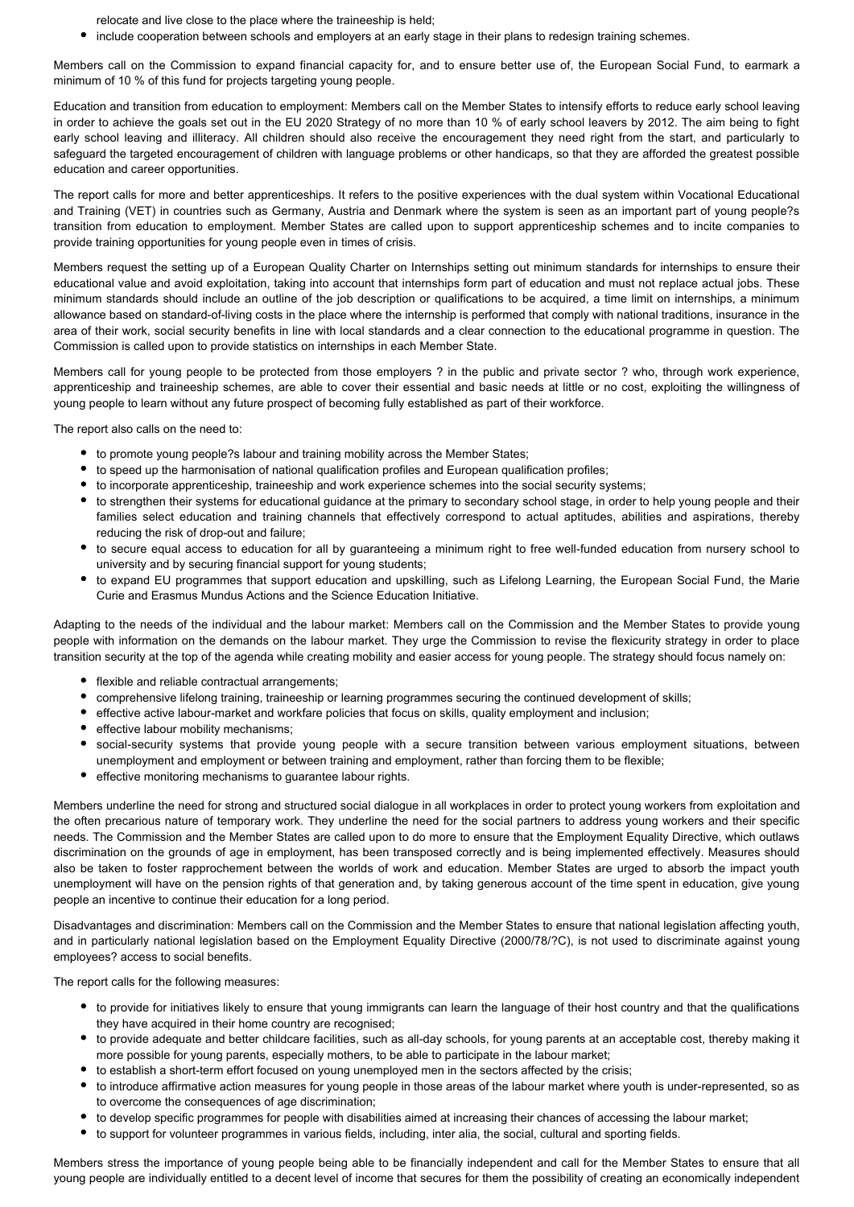relocate and live close to the place where the traineeship is held;

- include cooperation between schools and employers at an early stage in their plans to redesign training schemes.

Members call on the Commission to expand financial capacity for, and to ensure better use of, the European Social Fund, to earmark a minimum of 10 % of this fund for projects targeting young people.

Education and transition from education to employment: Members call on the Member States to intensify efforts to reduce early school leaving in order to achieve the goals set out in the EU 2020 Strategy of no more than 10 % of early school leavers by 2012. The aim being to fight early school leaving and illiteracy. All children should also receive the encouragement they need right from the start, and particularly to safeguard the targeted encouragement of children with language problems or other handicaps, so that they are afforded the greatest possible education and career opportunities.

The report calls for more and better apprenticeships. It refers to the positive experiences with the dual system within Vocational Educational and Training (VET) in countries such as Germany, Austria and Denmark where the system is seen as an important part of young people?s transition from education to employment. Member States are called upon to support apprenticeship schemes and to incite companies to provide training opportunities for young people even in times of crisis.

Members request the setting up of a European Quality Charter on Internships setting out minimum standards for internships to ensure their educational value and avoid exploitation, taking into account that internships form part of education and must not replace actual jobs. These minimum standards should include an outline of the job description or qualifications to be acquired, a time limit on internships, a minimum allowance based on standard-of-living costs in the place where the internship is performed that comply with national traditions, insurance in the area of their work, social security benefits in line with local standards and a clear connection to the educational programme in question. The Commission is called upon to provide statistics on internships in each Member State.

Members call for young people to be protected from those employers ? in the public and private sector ? who, through work experience, apprenticeship and traineeship schemes, are able to cover their essential and basic needs at little or no cost, exploiting the willingness of young people to learn without any future prospect of becoming fully established as part of their workforce.

The report also calls on the need to:

- to promote young people?s labour and training mobility across the Member States;
- to speed up the harmonisation of national qualification profiles and European qualification profiles;
- to incorporate apprenticeship, traineeship and work experience schemes into the social security systems;
- to strengthen their systems for educational guidance at the primary to secondary school stage, in order to help young people and their families select education and training channels that effectively correspond to actual aptitudes, abilities and aspirations, thereby reducing the risk of drop-out and failure;
- to secure equal access to education for all by guaranteeing a minimum right to free well-funded education from nursery school to university and by securing financial support for young students;
- to expand EU programmes that support education and upskilling, such as Lifelong Learning, the European Social Fund, the Marie Curie and Erasmus Mundus Actions and the Science Education Initiative.

Adapting to the needs of the individual and the labour market: Members call on the Commission and the Member States to provide young people with information on the demands on the labour market. They urge the Commission to revise the flexicurity strategy in order to place transition security at the top of the agenda while creating mobility and easier access for young people. The strategy should focus namely on:

- flexible and reliable contractual arrangements;
- comprehensive lifelong training, traineeship or learning programmes securing the continued development of skills;
- effective active labour-market and workfare policies that focus on skills, quality employment and inclusion;
- effective labour mobility mechanisms;
- social-security systems that provide young people with a secure transition between various employment situations, between unemployment and employment or between training and employment, rather than forcing them to be flexible;
- effective monitoring mechanisms to guarantee labour rights.

Members underline the need for strong and structured social dialogue in all workplaces in order to protect young workers from exploitation and the often precarious nature of temporary work. They underline the need for the social partners to address young workers and their specific needs. The Commission and the Member States are called upon to do more to ensure that the Employment Equality Directive, which outlaws discrimination on the grounds of age in employment, has been transposed correctly and is being implemented effectively. Measures should also be taken to foster rapprochement between the worlds of work and education. Member States are urged to absorb the impact youth unemployment will have on the pension rights of that generation and, by taking generous account of the time spent in education, give young people an incentive to continue their education for a long period.

Disadvantages and discrimination: Members call on the Commission and the Member States to ensure that national legislation affecting youth, and in particularly national legislation based on the Employment Equality Directive (2000/78/?C), is not used to discriminate against young employees? access to social benefits.

The report calls for the following measures:

- to provide for initiatives likely to ensure that young immigrants can learn the language of their host country and that the qualifications they have acquired in their home country are recognised;
- to provide adequate and better childcare facilities, such as all-day schools, for young parents at an acceptable cost, thereby making it more possible for young parents, especially mothers, to be able to participate in the labour market;
- to establish a short-term effort focused on young unemployed men in the sectors affected by the crisis;
- to introduce affirmative action measures for young people in those areas of the labour market where youth is under-represented, so as to overcome the consequences of age discrimination;
- to develop specific programmes for people with disabilities aimed at increasing their chances of accessing the labour market;
- to support for volunteer programmes in various fields, including, inter alia, the social, cultural and sporting fields.

Members stress the importance of young people being able to be financially independent and call for the Member States to ensure that all young people are individually entitled to a decent level of income that secures for them the possibility of creating an economically independent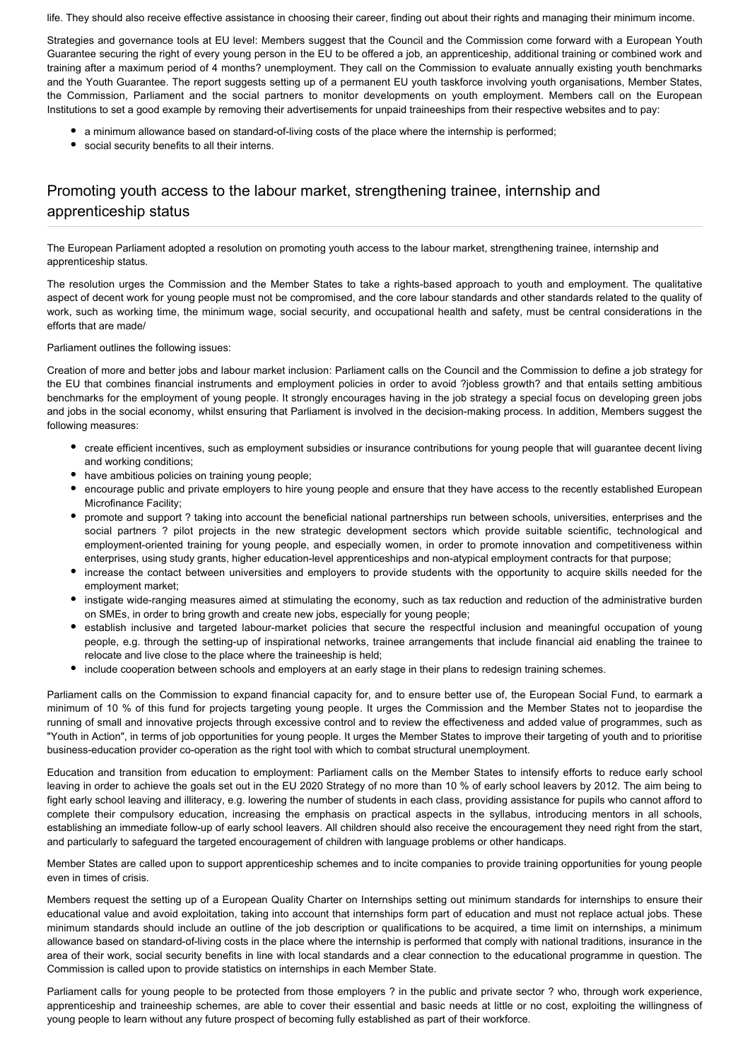life. They should also receive effective assistance in choosing their career, finding out about their rights and managing their minimum income.

Strategies and governance tools at EU level: Members suggest that the Council and the Commission come forward with a European Youth Guarantee securing the right of every young person in the EU to be offered a job, an apprenticeship, additional training or combined work and training after a maximum period of 4 months? unemployment. They call on the Commission to evaluate annually existing youth benchmarks and the Youth Guarantee. The report suggests setting up of a permanent EU youth taskforce involving youth organisations, Member States, the Commission, Parliament and the social partners to monitor developments on youth employment. Members call on the European Institutions to set a good example by removing their advertisements for unpaid traineeships from their respective websites and to pay:

- a minimum allowance based on standard-of-living costs of the place where the internship is performed;
- social security benefits to all their interns.

## Promoting youth access to the labour market, strengthening trainee, internship and apprenticeship status

The European Parliament adopted a resolution on promoting youth access to the labour market, strengthening trainee, internship and apprenticeship status.

The resolution urges the Commission and the Member States to take a rights-based approach to youth and employment. The qualitative aspect of decent work for young people must not be compromised, and the core labour standards and other standards related to the quality of work, such as working time, the minimum wage, social security, and occupational health and safety, must be central considerations in the efforts that are made/

Parliament outlines the following issues:

Creation of more and better jobs and labour market inclusion: Parliament calls on the Council and the Commission to define a job strategy for the EU that combines financial instruments and employment policies in order to avoid ?jobless growth? and that entails setting ambitious benchmarks for the employment of young people. It strongly encourages having in the job strategy a special focus on developing green jobs and jobs in the social economy, whilst ensuring that Parliament is involved in the decision-making process. In addition, Members suggest the following measures:

- create efficient incentives, such as employment subsidies or insurance contributions for young people that will guarantee decent living and working conditions;
- have ambitious policies on training young people;
- encourage public and private employers to hire young people and ensure that they have access to the recently established European Microfinance Facility;
- promote and support ? taking into account the beneficial national partnerships run between schools, universities, enterprises and the social partners ? pilot projects in the new strategic development sectors which provide suitable scientific, technological and employment-oriented training for young people, and especially women, in order to promote innovation and competitiveness within enterprises, using study grants, higher education-level apprenticeships and non-atypical employment contracts for that purpose;
- increase the contact between universities and employers to provide students with the opportunity to acquire skills needed for the employment market;
- instigate wide-ranging measures aimed at stimulating the economy, such as tax reduction and reduction of the administrative burden on SMEs, in order to bring growth and create new jobs, especially for young people;
- establish inclusive and targeted labour-market policies that secure the respectful inclusion and meaningful occupation of young people, e.g. through the setting-up of inspirational networks, trainee arrangements that include financial aid enabling the trainee to relocate and live close to the place where the traineeship is held;
- include cooperation between schools and employers at an early stage in their plans to redesign training schemes.

Parliament calls on the Commission to expand financial capacity for, and to ensure better use of, the European Social Fund, to earmark a minimum of 10 % of this fund for projects targeting young people. It urges the Commission and the Member States not to jeopardise the running of small and innovative projects through excessive control and to review the effectiveness and added value of programmes, such as "Youth in Action", in terms of job opportunities for young people. It urges the Member States to improve their targeting of youth and to prioritise business-education provider co-operation as the right tool with which to combat structural unemployment.

Education and transition from education to employment: Parliament calls on the Member States to intensify efforts to reduce early school leaving in order to achieve the goals set out in the EU 2020 Strategy of no more than 10 % of early school leavers by 2012. The aim being to fight early school leaving and illiteracy, e.g. lowering the number of students in each class, providing assistance for pupils who cannot afford to complete their compulsory education, increasing the emphasis on practical aspects in the syllabus, introducing mentors in all schools, establishing an immediate follow-up of early school leavers. All children should also receive the encouragement they need right from the start, and particularly to safeguard the targeted encouragement of children with language problems or other handicaps.

Member States are called upon to support apprenticeship schemes and to incite companies to provide training opportunities for young people even in times of crisis.

Members request the setting up of a European Quality Charter on Internships setting out minimum standards for internships to ensure their educational value and avoid exploitation, taking into account that internships form part of education and must not replace actual jobs. These minimum standards should include an outline of the job description or qualifications to be acquired, a time limit on internships, a minimum allowance based on standard-of-living costs in the place where the internship is performed that comply with national traditions, insurance in the area of their work, social security benefits in line with local standards and a clear connection to the educational programme in question. The Commission is called upon to provide statistics on internships in each Member State.

Parliament calls for young people to be protected from those employers ? in the public and private sector ? who, through work experience, apprenticeship and traineeship schemes, are able to cover their essential and basic needs at little or no cost, exploiting the willingness of young people to learn without any future prospect of becoming fully established as part of their workforce.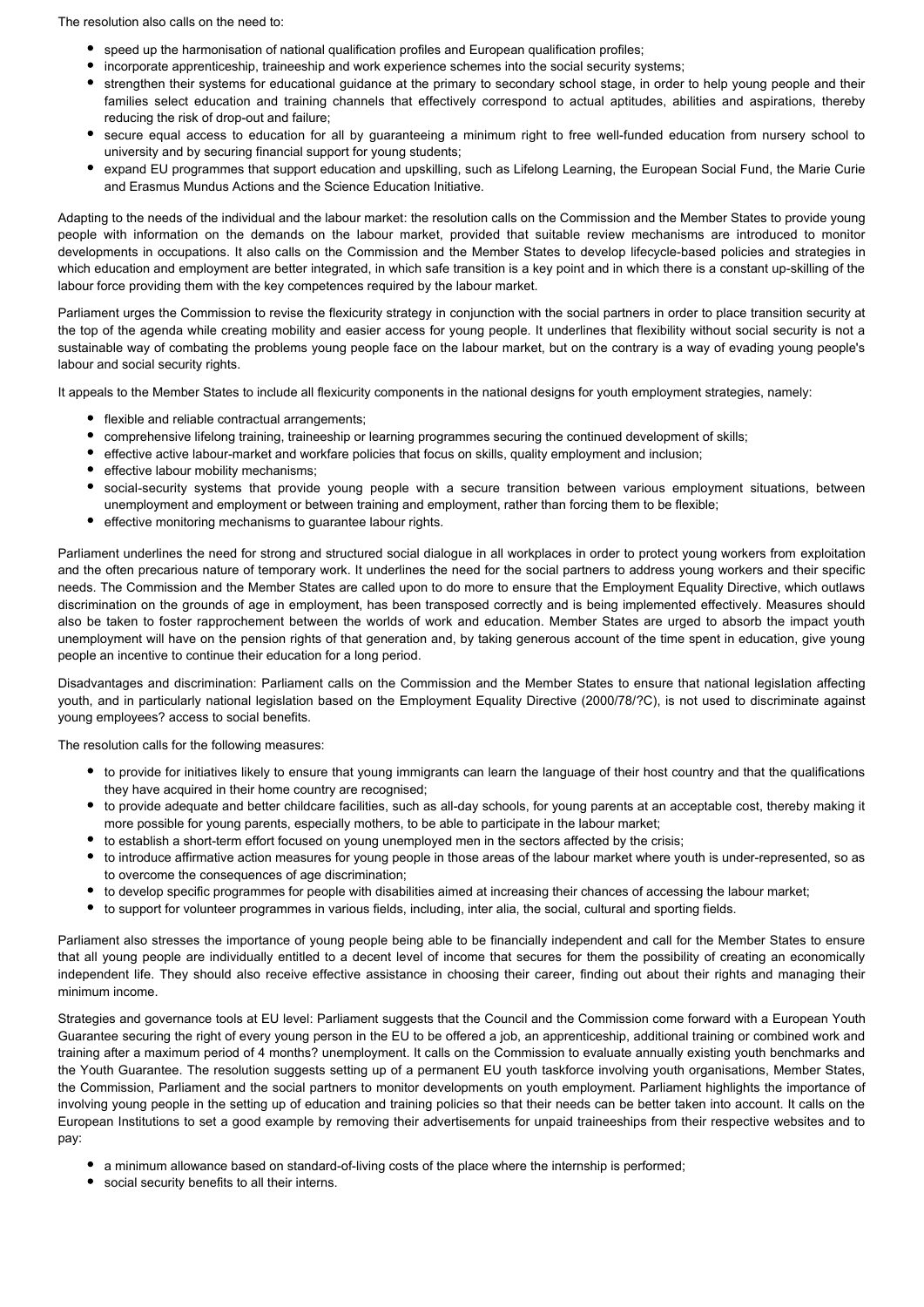The resolution also calls on the need to:

- speed up the harmonisation of national qualification profiles and European qualification profiles;
- incorporate apprenticeship, traineeship and work experience schemes into the social security systems;
- strengthen their systems for educational guidance at the primary to secondary school stage, in order to help young people and their families select education and training channels that effectively correspond to actual aptitudes, abilities and aspirations, thereby reducing the risk of drop-out and failure;
- secure equal access to education for all by guaranteeing a minimum right to free well-funded education from nursery school to university and by securing financial support for young students;
- expand EU programmes that support education and upskilling, such as Lifelong Learning, the European Social Fund, the Marie Curie and Erasmus Mundus Actions and the Science Education Initiative.

Adapting to the needs of the individual and the labour market: the resolution calls on the Commission and the Member States to provide young people with information on the demands on the labour market, provided that suitable review mechanisms are introduced to monitor developments in occupations. It also calls on the Commission and the Member States to develop lifecycle-based policies and strategies in which education and employment are better integrated, in which safe transition is a key point and in which there is a constant up-skilling of the labour force providing them with the key competences required by the labour market.

Parliament urges the Commission to revise the flexicurity strategy in conjunction with the social partners in order to place transition security at the top of the agenda while creating mobility and easier access for young people. It underlines that flexibility without social security is not a sustainable way of combating the problems young people face on the labour market, but on the contrary is a way of evading young people's labour and social security rights.

It appeals to the Member States to include all flexicurity components in the national designs for youth employment strategies, namely:

- flexible and reliable contractual arrangements;
- comprehensive lifelong training, traineeship or learning programmes securing the continued development of skills;
- effective active labour-market and workfare policies that focus on skills, quality employment and inclusion;
- effective labour mobility mechanisms;
- social-security systems that provide young people with a secure transition between various employment situations, between unemployment and employment or between training and employment, rather than forcing them to be flexible;
- effective monitoring mechanisms to guarantee labour rights.

Parliament underlines the need for strong and structured social dialogue in all workplaces in order to protect young workers from exploitation and the often precarious nature of temporary work. It underlines the need for the social partners to address young workers and their specific needs. The Commission and the Member States are called upon to do more to ensure that the Employment Equality Directive, which outlaws discrimination on the grounds of age in employment, has been transposed correctly and is being implemented effectively. Measures should also be taken to foster rapprochement between the worlds of work and education. Member States are urged to absorb the impact youth unemployment will have on the pension rights of that generation and, by taking generous account of the time spent in education, give young people an incentive to continue their education for a long period.

Disadvantages and discrimination: Parliament calls on the Commission and the Member States to ensure that national legislation affecting youth, and in particularly national legislation based on the Employment Equality Directive (2000/78/?C), is not used to discriminate against young employees? access to social benefits.

The resolution calls for the following measures:

- to provide for initiatives likely to ensure that young immigrants can learn the language of their host country and that the qualifications they have acquired in their home country are recognised;
- to provide adequate and better childcare facilities, such as all-day schools, for young parents at an acceptable cost, thereby making it more possible for young parents, especially mothers, to be able to participate in the labour market;
- to establish a short-term effort focused on young unemployed men in the sectors affected by the crisis;
- to introduce affirmative action measures for young people in those areas of the labour market where youth is under-represented, so as to overcome the consequences of age discrimination;
- to develop specific programmes for people with disabilities aimed at increasing their chances of accessing the labour market;
- to support for volunteer programmes in various fields, including, inter alia, the social, cultural and sporting fields.

Parliament also stresses the importance of young people being able to be financially independent and call for the Member States to ensure that all young people are individually entitled to a decent level of income that secures for them the possibility of creating an economically independent life. They should also receive effective assistance in choosing their career, finding out about their rights and managing their minimum income.

Strategies and governance tools at EU level: Parliament suggests that the Council and the Commission come forward with a European Youth Guarantee securing the right of every young person in the EU to be offered a job, an apprenticeship, additional training or combined work and training after a maximum period of 4 months? unemployment. It calls on the Commission to evaluate annually existing youth benchmarks and the Youth Guarantee. The resolution suggests setting up of a permanent EU youth taskforce involving youth organisations, Member States, the Commission, Parliament and the social partners to monitor developments on youth employment. Parliament highlights the importance of involving young people in the setting up of education and training policies so that their needs can be better taken into account. It calls on the European Institutions to set a good example by removing their advertisements for unpaid traineeships from their respective websites and to pay:

- a minimum allowance based on standard-of-living costs of the place where the internship is performed;
- social security benefits to all their interns.